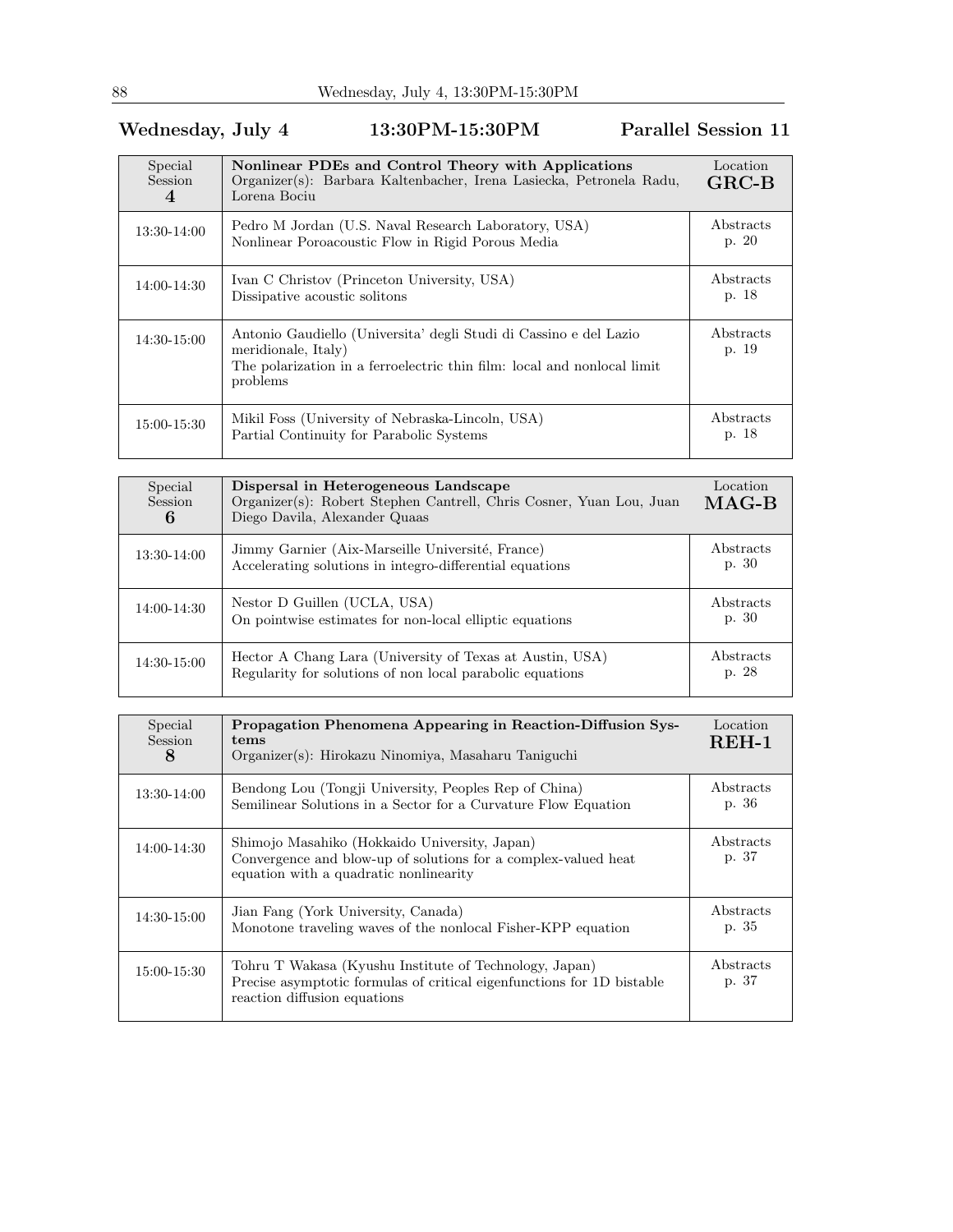## Wednesday, July 4 13:30PM-15:30PM Parallel Session 11

| Special Session 4 | **Nonlinear PDEs and Control Theory with Applications**<br>Organizer(s): Barbara Kaltenbacher, Irena Lasiecka, Petronela Radu, Lorena Bociu | Location **GRC-B** |
|---|---|---|
| 13:30-14:00 | Pedro M Jordan (U.S. Naval Research Laboratory, USA)<br>Nonlinear Poroacoustic Flow in Rigid Porous Media | Abstracts p. 20 |
| 14:00-14:30 | Ivan C Christov (Princeton University, USA)<br>Dissipative acoustic solitons | Abstracts p. 18 |
| 14:30-15:00 | Antonio Gaudiello (Universita' degli Studi di Cassino e del Lazio meridionale, Italy)<br>The polarization in a ferroelectric thin film: local and nonlocal limit problems | Abstracts p. 19 |
| 15:00-15:30 | Mikil Foss (University of Nebraska-Lincoln, USA)<br>Partial Continuity for Parabolic Systems | Abstracts p. 18 |

| Special Session 6 | **Dispersal in Heterogeneous Landscape**<br>Organizer(s): Robert Stephen Cantrell, Chris Cosner, Yuan Lou, Juan Diego Davila, Alexander Quaas | Location **MAG-B** |
|---|---|---|
| 13:30-14:00 | Jimmy Garnier (Aix-Marseille Université, France)<br>Accelerating solutions in integro-differential equations | Abstracts p. 30 |
| 14:00-14:30 | Nestor D Guillen (UCLA, USA)<br>On pointwise estimates for non-local elliptic equations | Abstracts p. 30 |
| 14:30-15:00 | Hector A Chang Lara (University of Texas at Austin, USA)<br>Regularity for solutions of non local parabolic equations | Abstracts p. 28 |

| Special Session 8 | **Propagation Phenomena Appearing in Reaction-Diffusion Systems**<br>Organizer(s): Hirokazu Ninomiya, Masaharu Taniguchi | Location **REH-1** |
|---|---|---|
| 13:30-14:00 | Bendong Lou (Tongji University, Peoples Rep of China)<br>Semilinear Solutions in a Sector for a Curvature Flow Equation | Abstracts p. 36 |
| 14:00-14:30 | Shimojo Masahiko (Hokkaido University, Japan)<br>Convergence and blow-up of solutions for a complex-valued heat equation with a quadratic nonlinearity | Abstracts p. 37 |
| 14:30-15:00 | Jian Fang (York University, Canada)<br>Monotone traveling waves of the nonlocal Fisher-KPP equation | Abstracts p. 35 |
| 15:00-15:30 | Tohru T Wakasa (Kyushu Institute of Technology, Japan)<br>Precise asymptotic formulas of critical eigenfunctions for 1D bistable reaction diffusion equations | Abstracts p. 37 |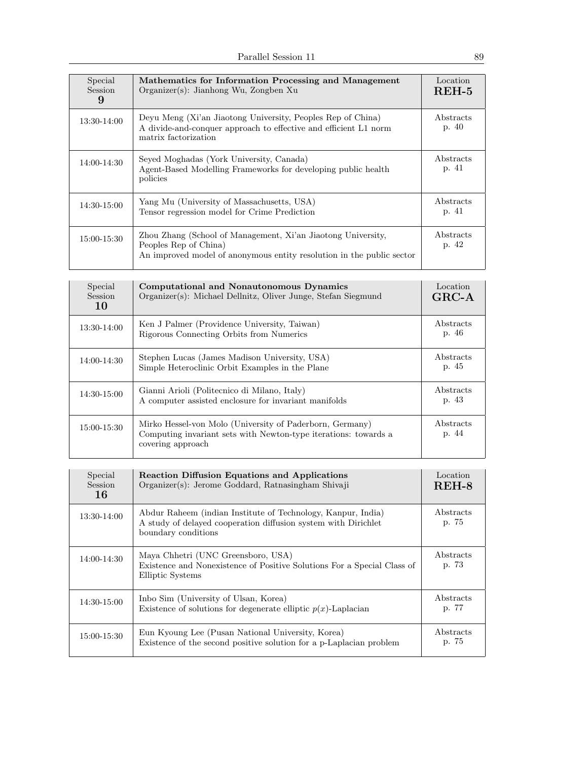| Special Session 9 | **Mathematics for Information Processing and Management** Organizer(s): Jianhong Wu, Zongben Xu | Location **REH-5** |
|---|---|---|
| 13:30-14:00 | Deyu Meng (Xi'an Jiaotong University, Peoples Rep of China) A divide-and-conquer approach to effective and efficient L1 norm matrix factorization | Abstracts p. 40 |
| 14:00-14:30 | Seyed Moghadas (York University, Canada) Agent-Based Modelling Frameworks for developing public health policies | Abstracts p. 41 |
| 14:30-15:00 | Yang Mu (University of Massachusetts, USA) Tensor regression model for Crime Prediction | Abstracts p. 41 |
| 15:00-15:30 | Zhou Zhang (School of Management, Xi'an Jiaotong University, Peoples Rep of China) An improved model of anonymous entity resolution in the public sector | Abstracts p. 42 |

| Special Session 10 | **Computational and Nonautonomous Dynamics** Organizer(s): Michael Dellnitz, Oliver Junge, Stefan Siegmund | Location **GRC-A** |
|---|---|---|
| 13:30-14:00 | Ken J Palmer (Providence University, Taiwan) Rigorous Connecting Orbits from Numerics | Abstracts p. 46 |
| 14:00-14:30 | Stephen Lucas (James Madison University, USA) Simple Heteroclinic Orbit Examples in the Plane | Abstracts p. 45 |
| 14:30-15:00 | Gianni Arioli (Politecnico di Milano, Italy) A computer assisted enclosure for invariant manifolds | Abstracts p. 43 |
| 15:00-15:30 | Mirko Hessel-von Molo (University of Paderborn, Germany) Computing invariant sets with Newton-type iterations: towards a covering approach | Abstracts p. 44 |

| Special Session 16 | **Reaction Diffusion Equations and Applications** Organizer(s): Jerome Goddard, Ratnasingham Shivaji | Location **REH-8** |
|---|---|---|
| 13:30-14:00 | Abdur Raheem (indian Institute of Technology, Kanpur, India) A study of delayed cooperation diffusion system with Dirichlet boundary conditions | Abstracts p. 75 |
| 14:00-14:30 | Maya Chhetri (UNC Greensboro, USA) Existence and Nonexistence of Positive Solutions For a Special Class of Elliptic Systems | Abstracts p. 73 |
| 14:30-15:00 | Inbo Sim (University of Ulsan, Korea) Existence of solutions for degenerate elliptic $p(x)$-Laplacian | Abstracts p. 77 |
| 15:00-15:30 | Eun Kyoung Lee (Pusan National University, Korea) Existence of the second positive solution for a p-Laplacian problem | Abstracts p. 75 |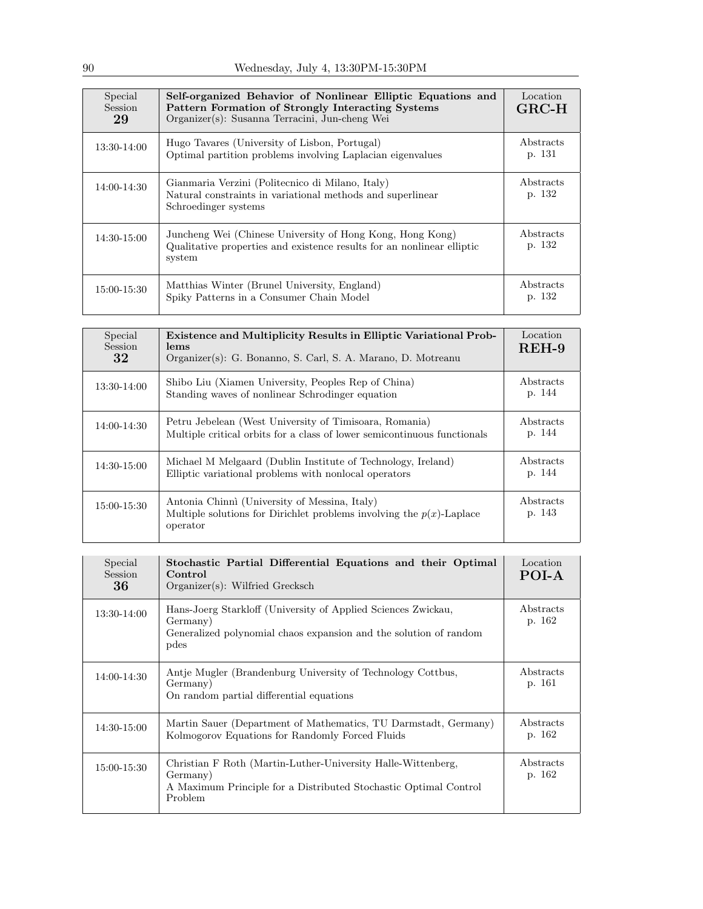Wednesday, July 4, 13:30PM-15:30PM

| Special Session 29 | Self-organized Behavior of Nonlinear Elliptic Equations and Pattern Formation of Strongly Interacting Systems<br>Organizer(s): Susanna Terracini, Jun-cheng Wei | Location **GRC-H** |
|---|---|---|
| 13:30-14:00 | Hugo Tavares (University of Lisbon, Portugal)<br>Optimal partition problems involving Laplacian eigenvalues | Abstracts p. 131 |
| 14:00-14:30 | Gianmaria Verzini (Politecnico di Milano, Italy)<br>Natural constraints in variational methods and superlinear Schroedinger systems | Abstracts p. 132 |
| 14:30-15:00 | Juncheng Wei (Chinese University of Hong Kong, Hong Kong)<br>Qualitative properties and existence results for an nonlinear elliptic system | Abstracts p. 132 |
| 15:00-15:30 | Matthias Winter (Brunel University, England)<br>Spiky Patterns in a Consumer Chain Model | Abstracts p. 132 |

| Special Session 32 | Existence and Multiplicity Results in Elliptic Variational Problems<br>Organizer(s): G. Bonanno, S. Carl, S. A. Marano, D. Motreanu | Location **REH-9** |
|---|---|---|
| 13:30-14:00 | Shibo Liu (Xiamen University, Peoples Rep of China)<br>Standing waves of nonlinear Schrodinger equation | Abstracts p. 144 |
| 14:00-14:30 | Petru Jebelean (West University of Timisoara, Romania)<br>Multiple critical orbits for a class of lower semicontinuous functionals | Abstracts p. 144 |
| 14:30-15:00 | Michael M Melgaard (Dublin Institute of Technology, Ireland)<br>Elliptic variational problems with nonlocal operators | Abstracts p. 144 |
| 15:00-15:30 | Antonia Chinnì (University of Messina, Italy)<br>Multiple solutions for Dirichlet problems involving the $p(x)$-Laplace operator | Abstracts p. 143 |

| Special Session 36 | Stochastic Partial Differential Equations and their Optimal Control<br>Organizer(s): Wilfried Grecksch | Location **POI-A** |
|---|---|---|
| 13:30-14:00 | Hans-Joerg Starkloff (University of Applied Sciences Zwickau, Germany)<br>Generalized polynomial chaos expansion and the solution of random pdes | Abstracts p. 162 |
| 14:00-14:30 | Antje Mugler (Brandenburg University of Technology Cottbus, Germany)<br>On random partial differential equations | Abstracts p. 161 |
| 14:30-15:00 | Martin Sauer (Department of Mathematics, TU Darmstadt, Germany)<br>Kolmogorov Equations for Randomly Forced Fluids | Abstracts p. 162 |
| 15:00-15:30 | Christian F Roth (Martin-Luther-University Halle-Wittenberg, Germany)<br>A Maximum Principle for a Distributed Stochastic Optimal Control Problem | Abstracts p. 162 |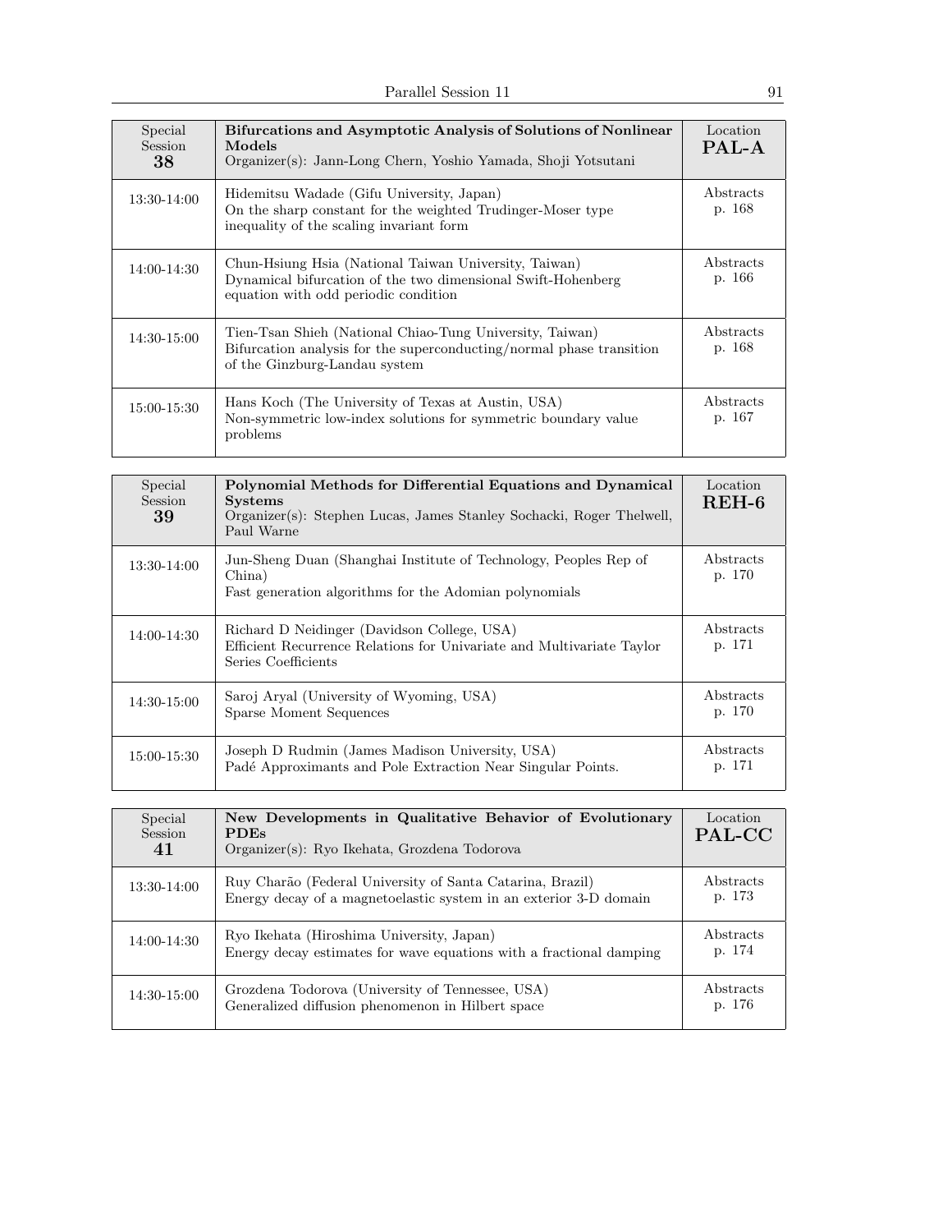| Special Session 38 | **Bifurcations and Asymptotic Analysis of Solutions of Nonlinear Models** Organizer(s): Jann-Long Chern, Yoshio Yamada, Shoji Yotsutani | Location **PAL-A** |
|---|---|---|
| 13:30-14:00 | Hidemitsu Wadade (Gifu University, Japan) On the sharp constant for the weighted Trudinger-Moser type inequality of the scaling invariant form | Abstracts p. 168 |
| 14:00-14:30 | Chun-Hsiung Hsia (National Taiwan University, Taiwan) Dynamical bifurcation of the two dimensional Swift-Hohenberg equation with odd periodic condition | Abstracts p. 166 |
| 14:30-15:00 | Tien-Tsan Shieh (National Chiao-Tung University, Taiwan) Bifurcation analysis for the superconducting/normal phase transition of the Ginzburg-Landau system | Abstracts p. 168 |
| 15:00-15:30 | Hans Koch (The University of Texas at Austin, USA) Non-symmetric low-index solutions for symmetric boundary value problems | Abstracts p. 167 |

| Special Session 39 | **Polynomial Methods for Differential Equations and Dynamical Systems** Organizer(s): Stephen Lucas, James Stanley Sochacki, Roger Thelwell, Paul Warne | Location **REH-6** |
|---|---|---|
| 13:30-14:00 | Jun-Sheng Duan (Shanghai Institute of Technology, Peoples Rep of China) Fast generation algorithms for the Adomian polynomials | Abstracts p. 170 |
| 14:00-14:30 | Richard D Neidinger (Davidson College, USA) Efficient Recurrence Relations for Univariate and Multivariate Taylor Series Coefficients | Abstracts p. 171 |
| 14:30-15:00 | Saroj Aryal (University of Wyoming, USA) Sparse Moment Sequences | Abstracts p. 170 |
| 15:00-15:30 | Joseph D Rudmin (James Madison University, USA) Padé Approximants and Pole Extraction Near Singular Points. | Abstracts p. 171 |

| Special Session 41 | **New Developments in Qualitative Behavior of Evolutionary PDEs** Organizer(s): Ryo Ikehata, Grozdena Todorova | Location **PAL-CC** |
|---|---|---|
| 13:30-14:00 | Ruy Charão (Federal University of Santa Catarina, Brazil) Energy decay of a magnetoelastic system in an exterior 3-D domain | Abstracts p. 173 |
| 14:00-14:30 | Ryo Ikehata (Hiroshima University, Japan) Energy decay estimates for wave equations with a fractional damping | Abstracts p. 174 |
| 14:30-15:00 | Grozdena Todorova (University of Tennessee, USA) Generalized diffusion phenomenon in Hilbert space | Abstracts p. 176 |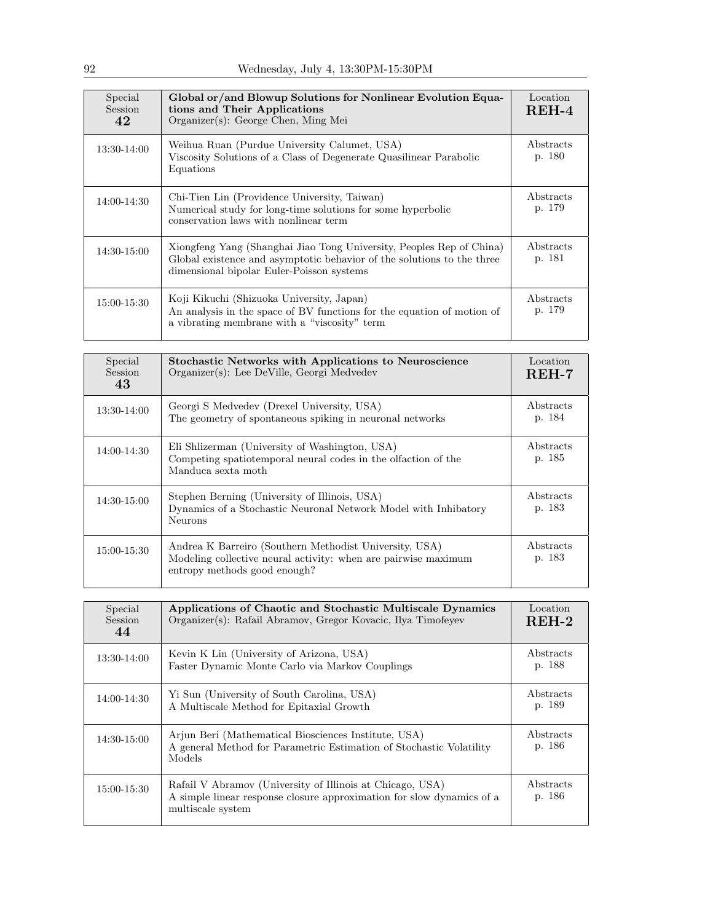| Special Session 42 | **Global or/and Blowup Solutions for Nonlinear Evolution Equations and Their Applications** Organizer(s): George Chen, Ming Mei | Location **REH-4** |
|---|---|---|
| 13:30-14:00 | Weihua Ruan (Purdue University Calumet, USA) Viscosity Solutions of a Class of Degenerate Quasilinear Parabolic Equations | Abstracts p. 180 |
| 14:00-14:30 | Chi-Tien Lin (Providence University, Taiwan) Numerical study for long-time solutions for some hyperbolic conservation laws with nonlinear term | Abstracts p. 179 |
| 14:30-15:00 | Xiongfeng Yang (Shanghai Jiao Tong University, Peoples Rep of China) Global existence and asymptotic behavior of the solutions to the three dimensional bipolar Euler-Poisson systems | Abstracts p. 181 |
| 15:00-15:30 | Koji Kikuchi (Shizuoka University, Japan) An analysis in the space of BV functions for the equation of motion of a vibrating membrane with a “viscosity” term | Abstracts p. 179 |

| Special Session 43 | **Stochastic Networks with Applications to Neuroscience** Organizer(s): Lee DeVille, Georgi Medvedev | Location **REH-7** |
|---|---|---|
| 13:30-14:00 | Georgi S Medvedev (Drexel University, USA) The geometry of spontaneous spiking in neuronal networks | Abstracts p. 184 |
| 14:00-14:30 | Eli Shlizerman (University of Washington, USA) Competing spatiotemporal neural codes in the olfaction of the Manduca sexta moth | Abstracts p. 185 |
| 14:30-15:00 | Stephen Berning (University of Illinois, USA) Dynamics of a Stochastic Neuronal Network Model with Inhibatory Neurons | Abstracts p. 183 |
| 15:00-15:30 | Andrea K Barreiro (Southern Methodist University, USA) Modeling collective neural activity: when are pairwise maximum entropy methods good enough? | Abstracts p. 183 |

| Special Session 44 | **Applications of Chaotic and Stochastic Multiscale Dynamics** Organizer(s): Rafail Abramov, Gregor Kovacic, Ilya Timofeyev | Location **REH-2** |
|---|---|---|
| 13:30-14:00 | Kevin K Lin (University of Arizona, USA) Faster Dynamic Monte Carlo via Markov Couplings | Abstracts p. 188 |
| 14:00-14:30 | Yi Sun (University of South Carolina, USA) A Multiscale Method for Epitaxial Growth | Abstracts p. 189 |
| 14:30-15:00 | Arjun Beri (Mathematical Biosciences Institute, USA) A general Method for Parametric Estimation of Stochastic Volatility Models | Abstracts p. 186 |
| 15:00-15:30 | Rafail V Abramov (University of Illinois at Chicago, USA) A simple linear response closure approximation for slow dynamics of a multiscale system | Abstracts p. 186 |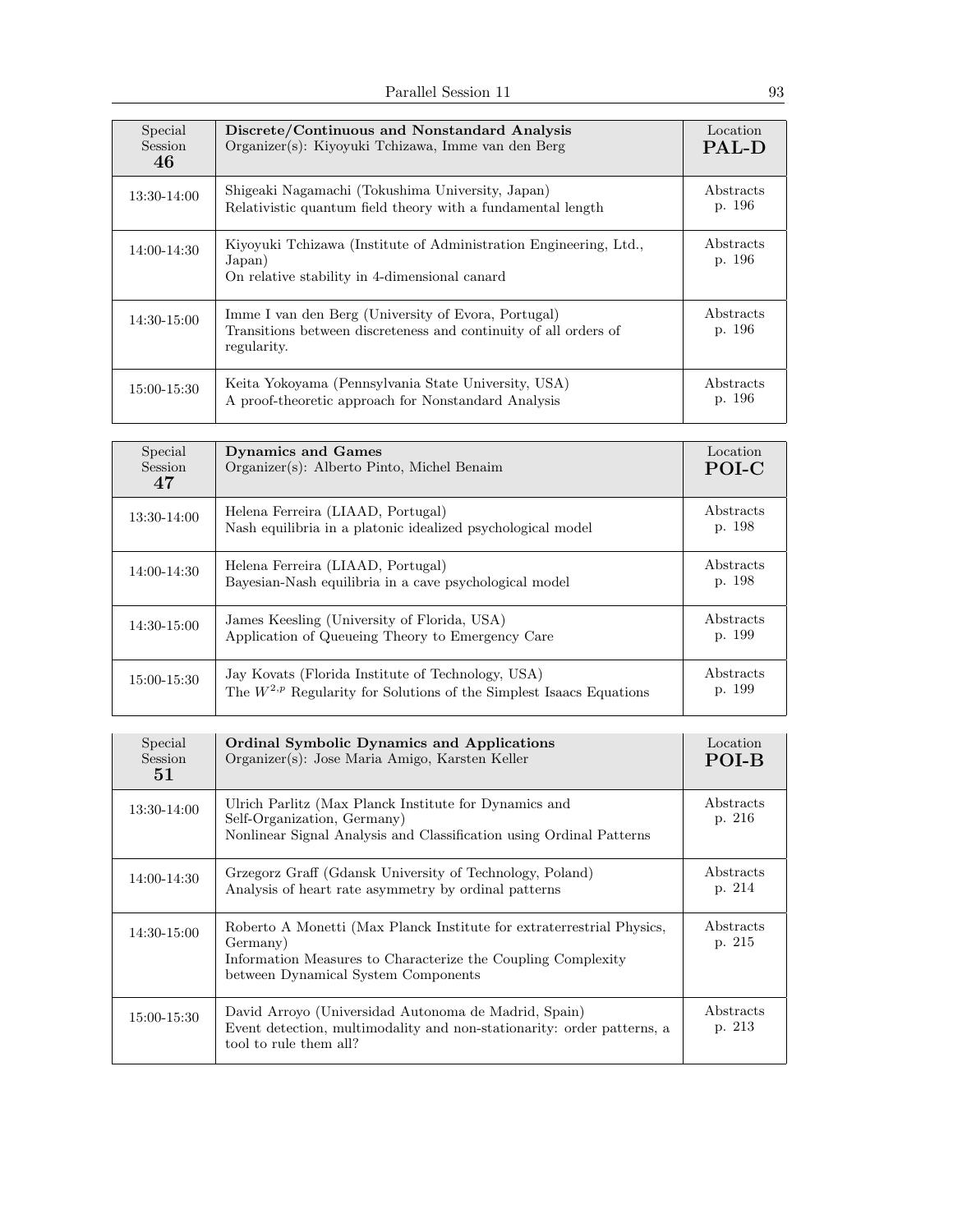| Special Session 46 | **Discrete/Continuous and Nonstandard Analysis**<br>Organizer(s): Kiyoyuki Tchizawa, Imme van den Berg | Location **PAL-D** |
|---|---|---|
| 13:30-14:00 | Shigeaki Nagamachi (Tokushima University, Japan)<br>Relativistic quantum field theory with a fundamental length | Abstracts p. 196 |
| 14:00-14:30 | Kiyoyuki Tchizawa (Institute of Administration Engineering, Ltd., Japan)<br>On relative stability in 4-dimensional canard | Abstracts p. 196 |
| 14:30-15:00 | Imme I van den Berg (University of Evora, Portugal)<br>Transitions between discreteness and continuity of all orders of regularity. | Abstracts p. 196 |
| 15:00-15:30 | Keita Yokoyama (Pennsylvania State University, USA)<br>A proof-theoretic approach for Nonstandard Analysis | Abstracts p. 196 |

| Special Session 47 | **Dynamics and Games**<br>Organizer(s): Alberto Pinto, Michel Benaim | Location **POI-C** |
|---|---|---|
| 13:30-14:00 | Helena Ferreira (LIAAD, Portugal)<br>Nash equilibria in a platonic idealized psychological model | Abstracts p. 198 |
| 14:00-14:30 | Helena Ferreira (LIAAD, Portugal)<br>Bayesian-Nash equilibria in a cave psychological model | Abstracts p. 198 |
| 14:30-15:00 | James Keesling (University of Florida, USA)<br>Application of Queueing Theory to Emergency Care | Abstracts p. 199 |
| 15:00-15:30 | Jay Kovats (Florida Institute of Technology, USA)<br>The $W^{2,p}$ Regularity for Solutions of the Simplest Isaacs Equations | Abstracts p. 199 |

| Special Session 51 | **Ordinal Symbolic Dynamics and Applications**<br>Organizer(s): Jose Maria Amigo, Karsten Keller | Location **POI-B** |
|---|---|---|
| 13:30-14:00 | Ulrich Parlitz (Max Planck Institute for Dynamics and Self-Organization, Germany)<br>Nonlinear Signal Analysis and Classification using Ordinal Patterns | Abstracts p. 216 |
| 14:00-14:30 | Grzegorz Graff (Gdansk University of Technology, Poland)<br>Analysis of heart rate asymmetry by ordinal patterns | Abstracts p. 214 |
| 14:30-15:00 | Roberto A Monetti (Max Planck Institute for extraterrestrial Physics, Germany)<br>Information Measures to Characterize the Coupling Complexity between Dynamical System Components | Abstracts p. 215 |
| 15:00-15:30 | David Arroyo (Universidad Autonoma de Madrid, Spain)<br>Event detection, multimodality and non-stationarity: order patterns, a tool to rule them all? | Abstracts p. 213 |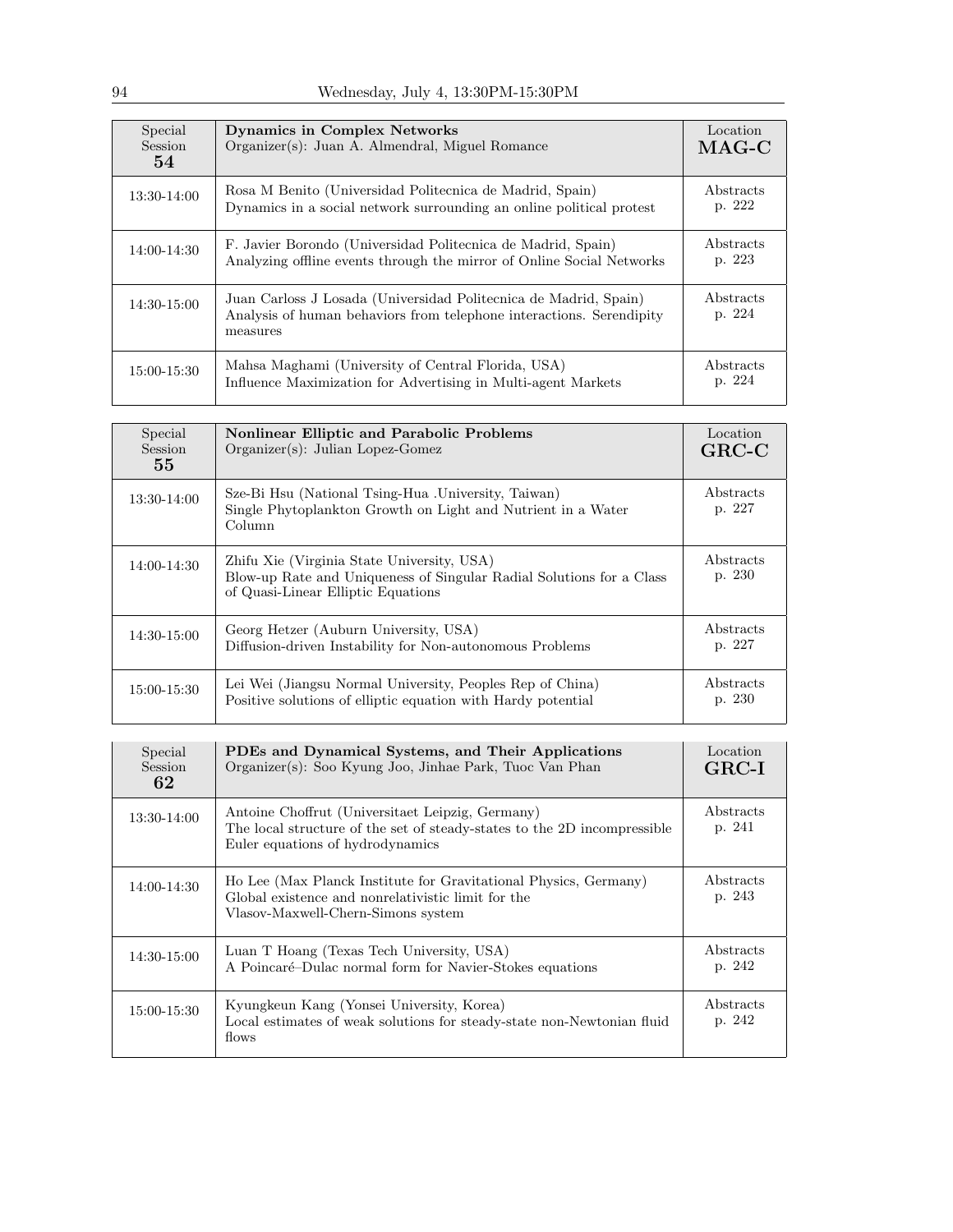| Special Session 54 | **Dynamics in Complex Networks** Organizer(s): Juan A. Almendral, Miguel Romance | Location **MAG-C** |
|---|---|---|
| 13:30-14:00 | Rosa M Benito (Universidad Politecnica de Madrid, Spain) Dynamics in a social network surrounding an online political protest | Abstracts p. 222 |
| 14:00-14:30 | F. Javier Borondo (Universidad Politecnica de Madrid, Spain) Analyzing offline events through the mirror of Online Social Networks | Abstracts p. 223 |
| 14:30-15:00 | Juan Carloss J Losada (Universidad Politecnica de Madrid, Spain) Analysis of human behaviors from telephone interactions. Serendipity measures | Abstracts p. 224 |
| 15:00-15:30 | Mahsa Maghami (University of Central Florida, USA) Influence Maximization for Advertising in Multi-agent Markets | Abstracts p. 224 |

| Special Session 55 | **Nonlinear Elliptic and Parabolic Problems** Organizer(s): Julian Lopez-Gomez | Location **GRC-C** |
|---|---|---|
| 13:30-14:00 | Sze-Bi Hsu (National Tsing-Hua .University, Taiwan) Single Phytoplankton Growth on Light and Nutrient in a Water Column | Abstracts p. 227 |
| 14:00-14:30 | Zhifu Xie (Virginia State University, USA) Blow-up Rate and Uniqueness of Singular Radial Solutions for a Class of Quasi-Linear Elliptic Equations | Abstracts p. 230 |
| 14:30-15:00 | Georg Hetzer (Auburn University, USA) Diffusion-driven Instability for Non-autonomous Problems | Abstracts p. 227 |
| 15:00-15:30 | Lei Wei (Jiangsu Normal University, Peoples Rep of China) Positive solutions of elliptic equation with Hardy potential | Abstracts p. 230 |

| Special Session 62 | **PDEs and Dynamical Systems, and Their Applications** Organizer(s): Soo Kyung Joo, Jinhae Park, Tuoc Van Phan | Location **GRC-I** |
|---|---|---|
| 13:30-14:00 | Antoine Choffrut (Universitaet Leipzig, Germany) The local structure of the set of steady-states to the 2D incompressible Euler equations of hydrodynamics | Abstracts p. 241 |
| 14:00-14:30 | Ho Lee (Max Planck Institute for Gravitational Physics, Germany) Global existence and nonrelativistic limit for the Vlasov-Maxwell-Chern-Simons system | Abstracts p. 243 |
| 14:30-15:00 | Luan T Hoang (Texas Tech University, USA) A Poincaré–Dulac normal form for Navier-Stokes equations | Abstracts p. 242 |
| 15:00-15:30 | Kyungkeun Kang (Yonsei University, Korea) Local estimates of weak solutions for steady-state non-Newtonian fluid flows | Abstracts p. 242 |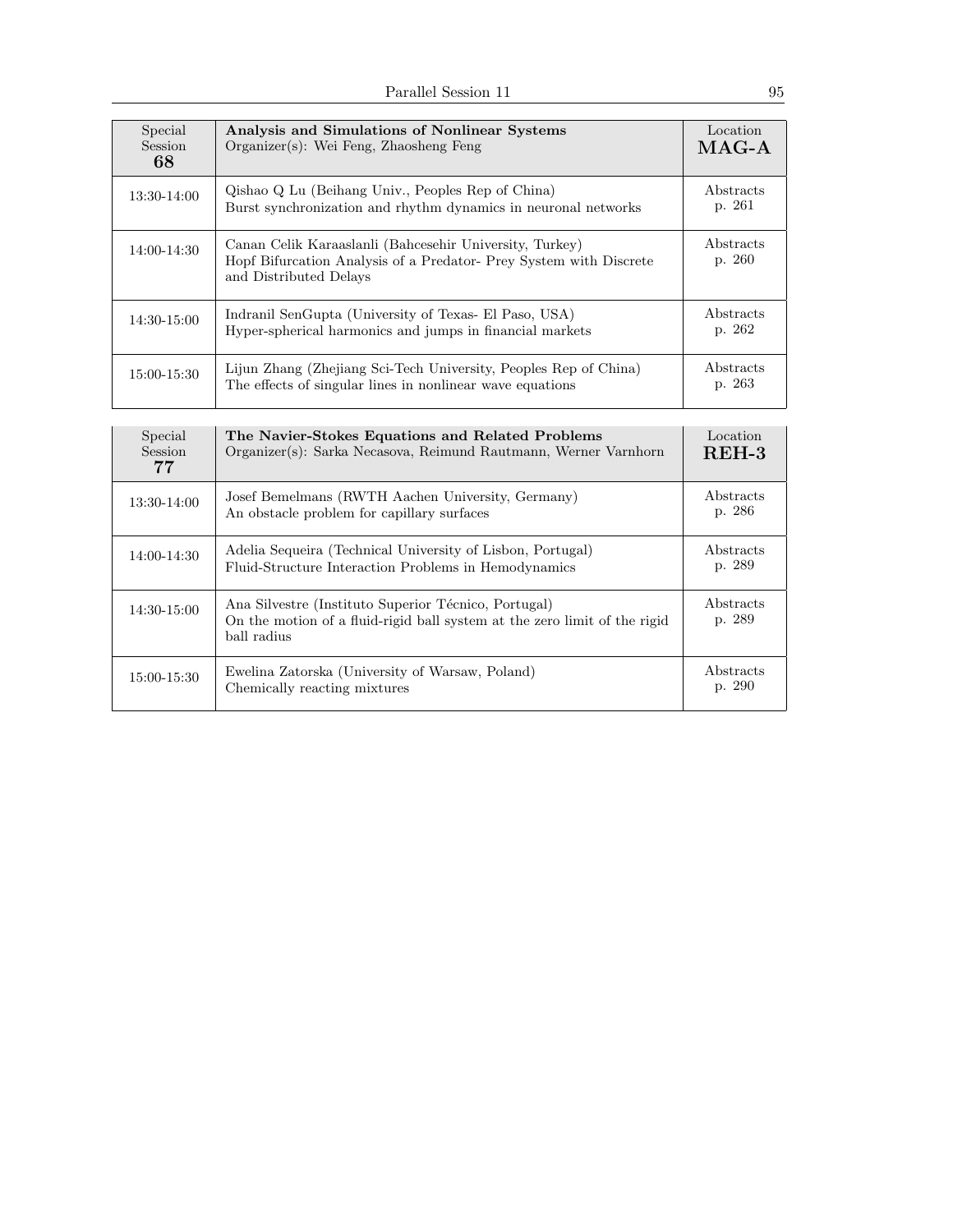| Special Session **68** | **Analysis and Simulations of Nonlinear Systems**<br>Organizer(s): Wei Feng, Zhaosheng Feng | Location **MAG-A** |
|---|---|---|
| 13:30-14:00 | Qishao Q Lu (Beihang Univ., Peoples Rep of China)<br>Burst synchronization and rhythm dynamics in neuronal networks | Abstracts p. 261 |
| 14:00-14:30 | Canan Celik Karaaslanli (Bahcesehir University, Turkey)<br>Hopf Bifurcation Analysis of a Predator- Prey System with Discrete and Distributed Delays | Abstracts p. 260 |
| 14:30-15:00 | Indranil SenGupta (University of Texas- El Paso, USA)<br>Hyper-spherical harmonics and jumps in financial markets | Abstracts p. 262 |
| 15:00-15:30 | Lijun Zhang (Zhejiang Sci-Tech University, Peoples Rep of China)<br>The effects of singular lines in nonlinear wave equations | Abstracts p. 263 |

| Special Session **77** | **The Navier-Stokes Equations and Related Problems**<br>Organizer(s): Sarka Necasova, Reimund Rautmann, Werner Varnhorn | Location **REH-3** |
|---|---|---|
| 13:30-14:00 | Josef Bemelmans (RWTH Aachen University, Germany)<br>An obstacle problem for capillary surfaces | Abstracts p. 286 |
| 14:00-14:30 | Adelia Sequeira (Technical University of Lisbon, Portugal)<br>Fluid-Structure Interaction Problems in Hemodynamics | Abstracts p. 289 |
| 14:30-15:00 | Ana Silvestre (Instituto Superior Técnico, Portugal)<br>On the motion of a fluid-rigid ball system at the zero limit of the rigid ball radius | Abstracts p. 289 |
| 15:00-15:30 | Ewelina Zatorska (University of Warsaw, Poland)<br>Chemically reacting mixtures | Abstracts p. 290 |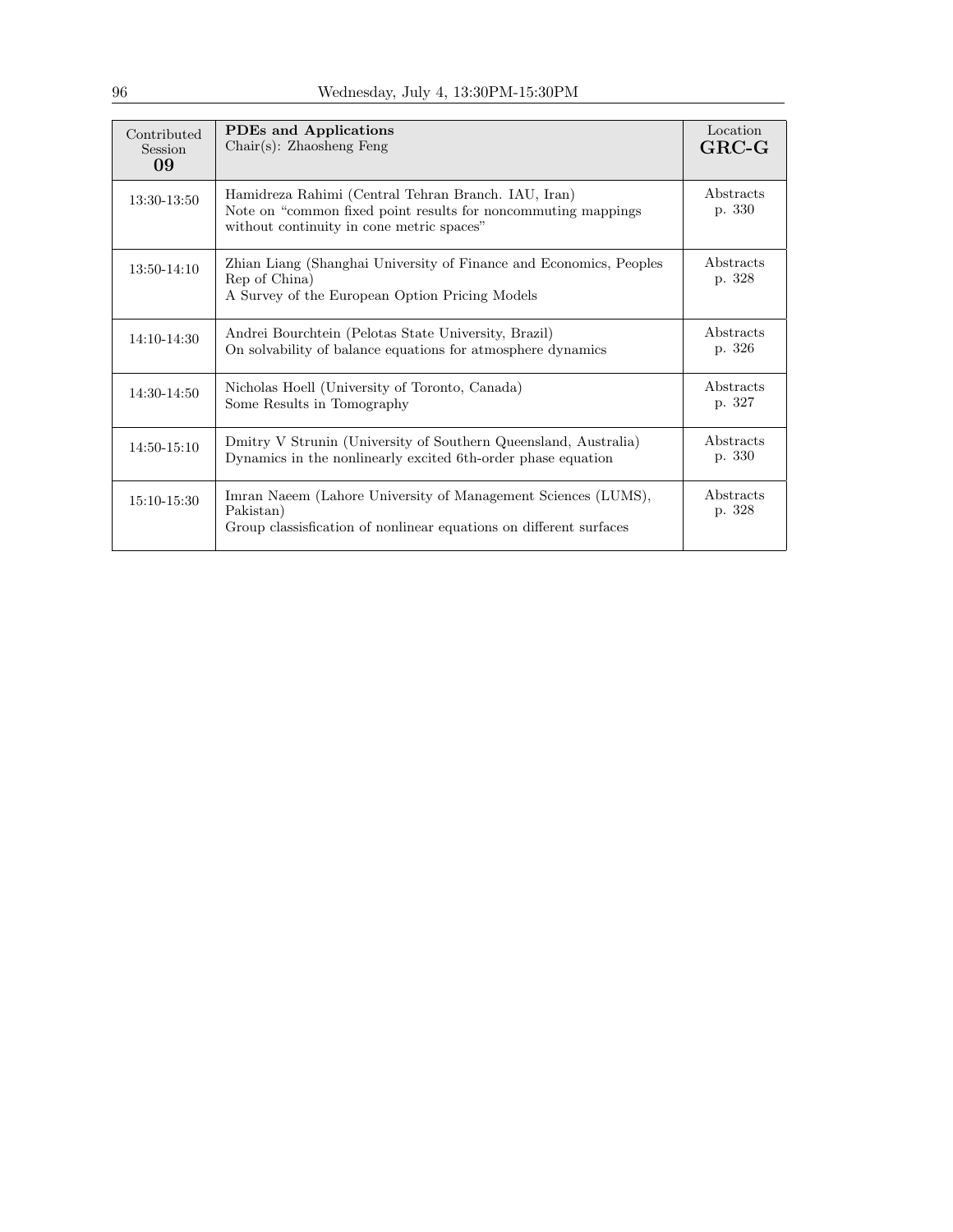| Contributed Session 09 | **PDEs and Applications** Chair(s): Zhaosheng Feng | Location **GRC-G** |
|---|---|---|
| 13:30-13:50 | Hamidreza Rahimi (Central Tehran Branch. IAU, Iran) Note on “common fixed point results for noncommuting mappings without continuity in cone metric spaces” | Abstracts p. 330 |
| 13:50-14:10 | Zhian Liang (Shanghai University of Finance and Economics, Peoples Rep of China) A Survey of the European Option Pricing Models | Abstracts p. 328 |
| 14:10-14:30 | Andrei Bourchtein (Pelotas State University, Brazil) On solvability of balance equations for atmosphere dynamics | Abstracts p. 326 |
| 14:30-14:50 | Nicholas Hoell (University of Toronto, Canada) Some Results in Tomography | Abstracts p. 327 |
| 14:50-15:10 | Dmitry V Strunin (University of Southern Queensland, Australia) Dynamics in the nonlinearly excited 6th-order phase equation | Abstracts p. 330 |
| 15:10-15:30 | Imran Naeem (Lahore University of Management Sciences (LUMS), Pakistan) Group classification of nonlinear equations on different surfaces | Abstracts p. 328 |